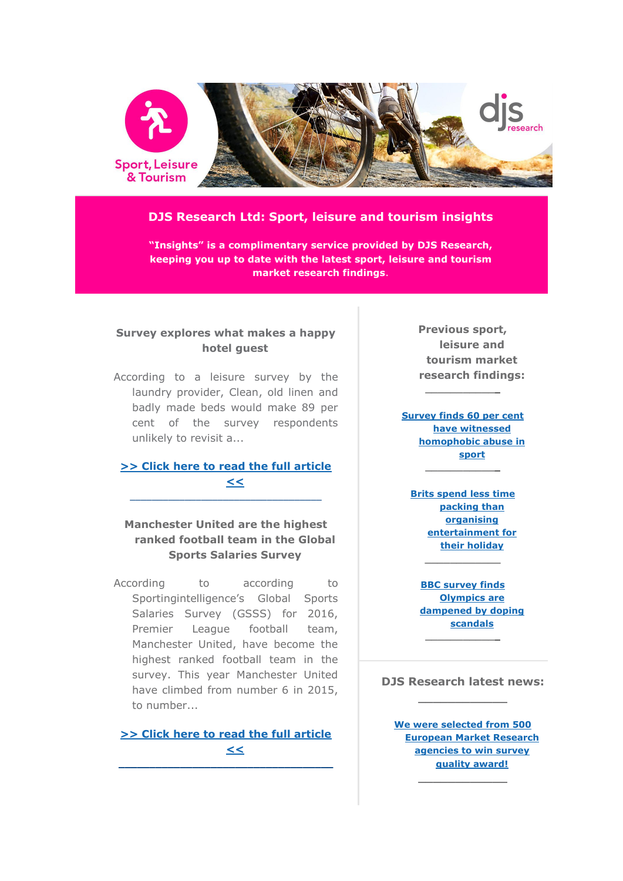Sport, Leisure & Tourism

djs research

## DJS Research Ltd: Sport, leisure and tourism insights

**"Insights" is a complimentary service provided by DJS Research, keeping you up to date with the latest sport, leisure and tourism market research findings.**

### Survey explores what makes a happy hotel guest

According to a leisure survey by the laundry provider, Clean, old linen and badly made beds would make 89 per cent of the survey respondents unlikely to revisit a...

>> Click here to read the full article <<

---

### Manchester United are the highest ranked football team in the Global Sports Salaries Survey

According to according to Sportingintelligence's Global Sports Salaries Survey (GSSS) for 2016, Premier League football team, Manchester United, have become the highest ranked football team in the survey. This year Manchester United have climbed from number 6 in 2015, to number...

>> Click here to read the full article <<

---

### Previous sport, leisure and tourism market research findings:

---

Survey finds 60 per cent have witnessed homophobic abuse in sport

---

Brits spend less time packing than organising entertainment for their holiday

---

BBC survey finds Olympics are dampened by doping scandals

---

### DJS Research latest news:

---

We were selected from 500 European Market Research agencies to win survey quality award!

---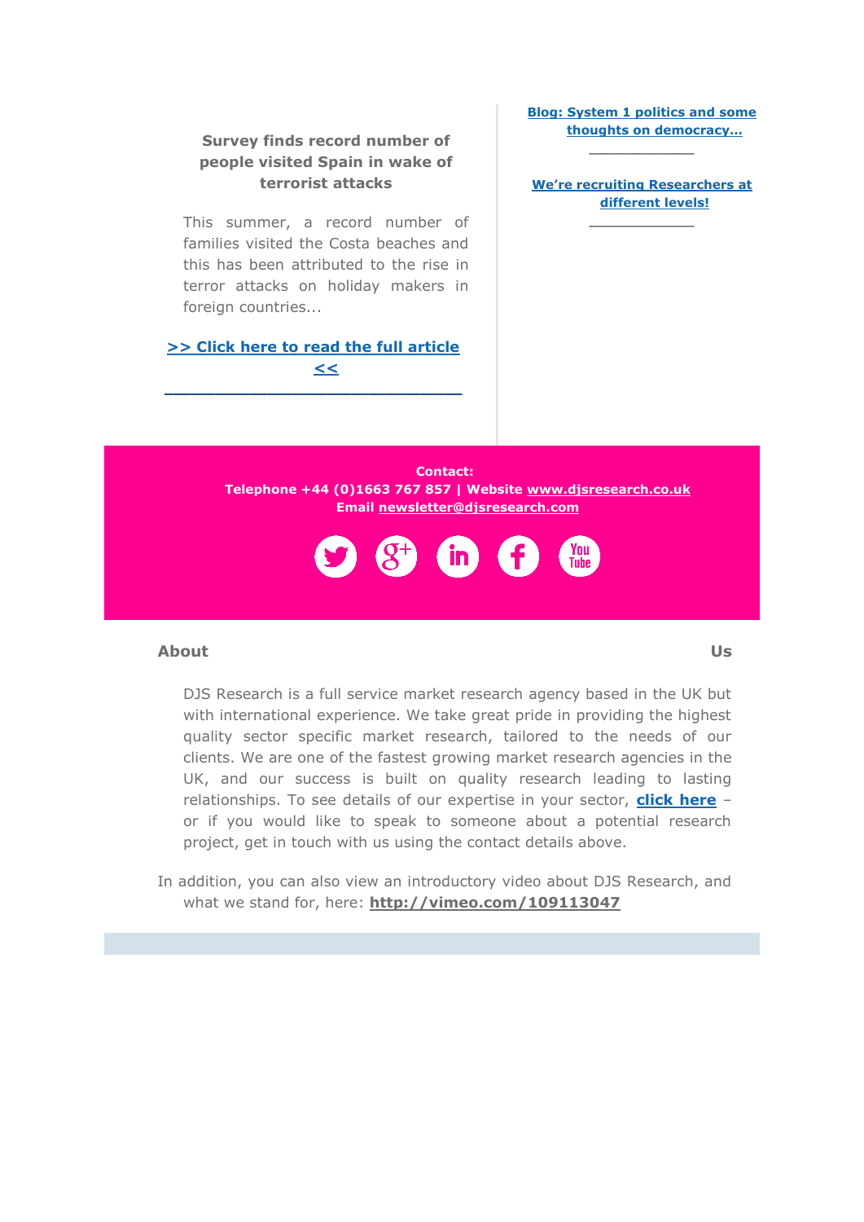### Survey finds record number of people visited Spain in wake of terrorist attacks

This summer, a record number of families visited the Costa beaches and this has been attributed to the rise in terror attacks on holiday makers in foreign countries...

**>> Click here to read the full article <<**

---

**Blog: System 1 politics and some thoughts on democracy...**

---

**We're recruiting Researchers at different levels!**

---

**Contact:**
**Telephone +44 (0)1663 767 857 | Website www.djsresearch.co.uk**
**Email newsletter@djsresearch.com**

## About Us

DJS Research is a full service market research agency based in the UK but with international experience. We take great pride in providing the highest quality sector specific market research, tailored to the needs of our clients. We are one of the fastest growing market research agencies in the UK, and our success is built on quality research leading to lasting relationships. To see details of our expertise in your sector, **click here** – or if you would like to speak to someone about a potential research project, get in touch with us using the contact details above.

In addition, you can also view an introductory video about DJS Research, and what we stand for, here: **http://vimeo.com/109113047**